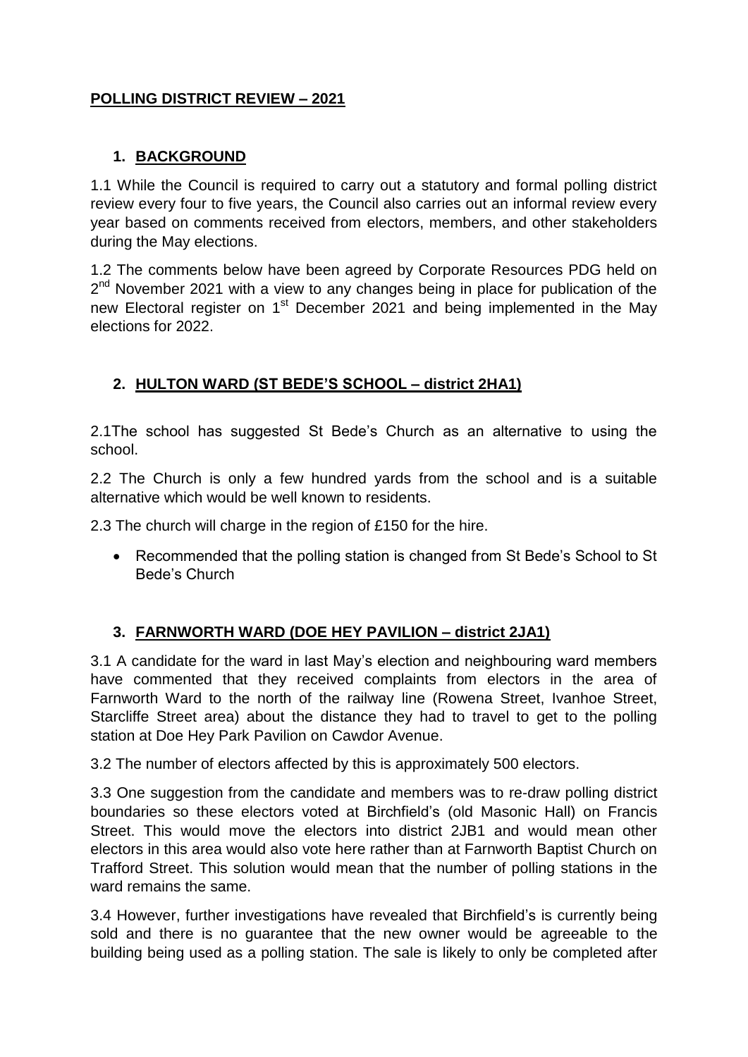# POLLING DISTRICT REVIEW – 2021

## 1. BACKGROUND

1.1 While the Council is required to carry out a statutory and formal polling district review every four to five years, the Council also carries out an informal review every year based on comments received from electors, members, and other stakeholders during the May elections.

1.2 The comments below have been agreed by Corporate Resources PDG held on 2nd November 2021 with a view to any changes being in place for publication of the new Electoral register on 1st December 2021 and being implemented in the May elections for 2022.

## 2. HULTON WARD (ST BEDE'S SCHOOL – district 2HA1)

2.1The school has suggested St Bede's Church as an alternative to using the school.

2.2 The Church is only a few hundred yards from the school and is a suitable alternative which would be well known to residents.

2.3 The church will charge in the region of £150 for the hire.

- Recommended that the polling station is changed from St Bede's School to St Bede's Church

## 3. FARNWORTH WARD (DOE HEY PAVILION – district 2JA1)

3.1 A candidate for the ward in last May's election and neighbouring ward members have commented that they received complaints from electors in the area of Farnworth Ward to the north of the railway line (Rowena Street, Ivanhoe Street, Starcliffe Street area) about the distance they had to travel to get to the polling station at Doe Hey Park Pavilion on Cawdor Avenue.

3.2 The number of electors affected by this is approximately 500 electors.

3.3 One suggestion from the candidate and members was to re-draw polling district boundaries so these electors voted at Birchfield's (old Masonic Hall) on Francis Street. This would move the electors into district 2JB1 and would mean other electors in this area would also vote here rather than at Farnworth Baptist Church on Trafford Street. This solution would mean that the number of polling stations in the ward remains the same.

3.4 However, further investigations have revealed that Birchfield's is currently being sold and there is no guarantee that the new owner would be agreeable to the building being used as a polling station. The sale is likely to only be completed after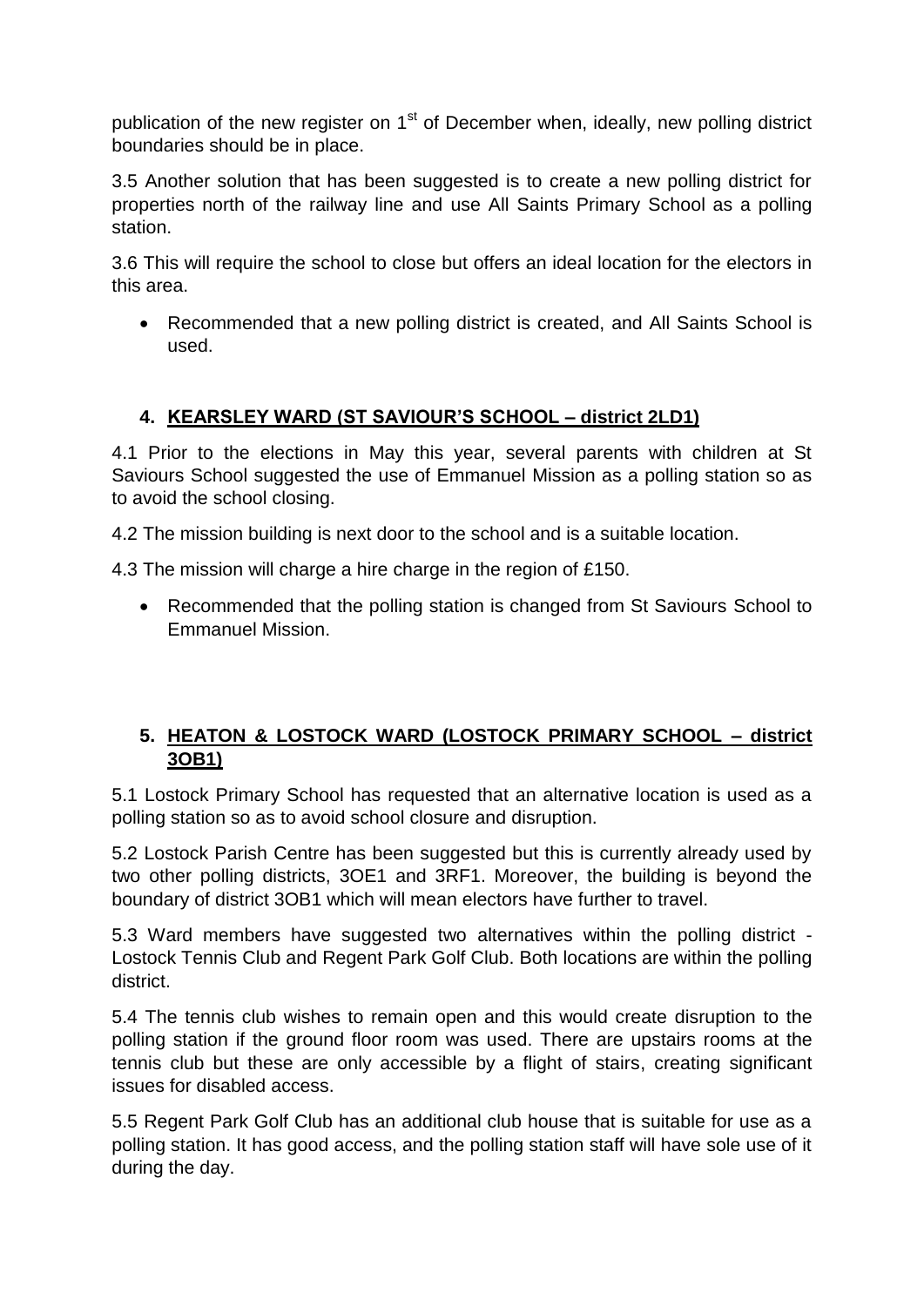publication of the new register on 1[st] of December when, ideally, new polling district boundaries should be in place.

3.5 Another solution that has been suggested is to create a new polling district for properties north of the railway line and use All Saints Primary School as a polling station.

3.6 This will require the school to close but offers an ideal location for the electors in this area.

- Recommended that a new polling district is created, and All Saints School is used.

## 4. KEARSLEY WARD (ST SAVIOUR'S SCHOOL – district 2LD1)

4.1 Prior to the elections in May this year, several parents with children at St Saviours School suggested the use of Emmanuel Mission as a polling station so as to avoid the school closing.

4.2 The mission building is next door to the school and is a suitable location.

4.3 The mission will charge a hire charge in the region of £150.

- Recommended that the polling station is changed from St Saviours School to Emmanuel Mission.

## 5. HEATON & LOSTOCK WARD (LOSTOCK PRIMARY SCHOOL – district 3OB1)

5.1 Lostock Primary School has requested that an alternative location is used as a polling station so as to avoid school closure and disruption.

5.2 Lostock Parish Centre has been suggested but this is currently already used by two other polling districts, 3OE1 and 3RF1. Moreover, the building is beyond the boundary of district 3OB1 which will mean electors have further to travel.

5.3 Ward members have suggested two alternatives within the polling district - Lostock Tennis Club and Regent Park Golf Club. Both locations are within the polling district.

5.4 The tennis club wishes to remain open and this would create disruption to the polling station if the ground floor room was used. There are upstairs rooms at the tennis club but these are only accessible by a flight of stairs, creating significant issues for disabled access.

5.5 Regent Park Golf Club has an additional club house that is suitable for use as a polling station. It has good access, and the polling station staff will have sole use of it during the day.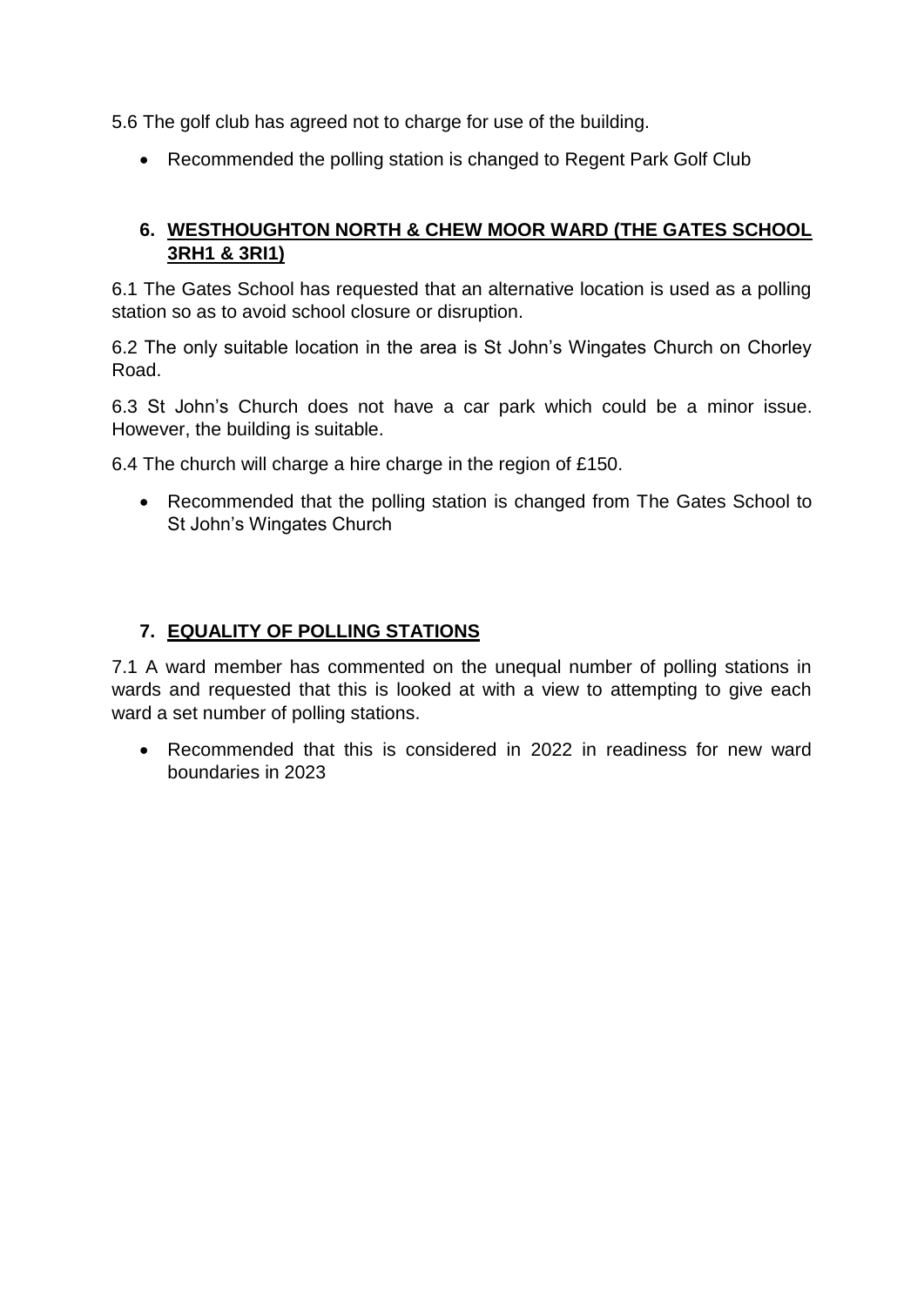5.6 The golf club has agreed not to charge for use of the building.

- Recommended the polling station is changed to Regent Park Golf Club

## 6. WESTHOUGHTON NORTH & CHEW MOOR WARD (THE GATES SCHOOL 3RH1 & 3RI1)

6.1 The Gates School has requested that an alternative location is used as a polling station so as to avoid school closure or disruption.

6.2 The only suitable location in the area is St John's Wingates Church on Chorley Road.

6.3 St John's Church does not have a car park which could be a minor issue. However, the building is suitable.

6.4 The church will charge a hire charge in the region of £150.

- Recommended that the polling station is changed from The Gates School to St John's Wingates Church

## 7. EQUALITY OF POLLING STATIONS

7.1 A ward member has commented on the unequal number of polling stations in wards and requested that this is looked at with a view to attempting to give each ward a set number of polling stations.

- Recommended that this is considered in 2022 in readiness for new ward boundaries in 2023